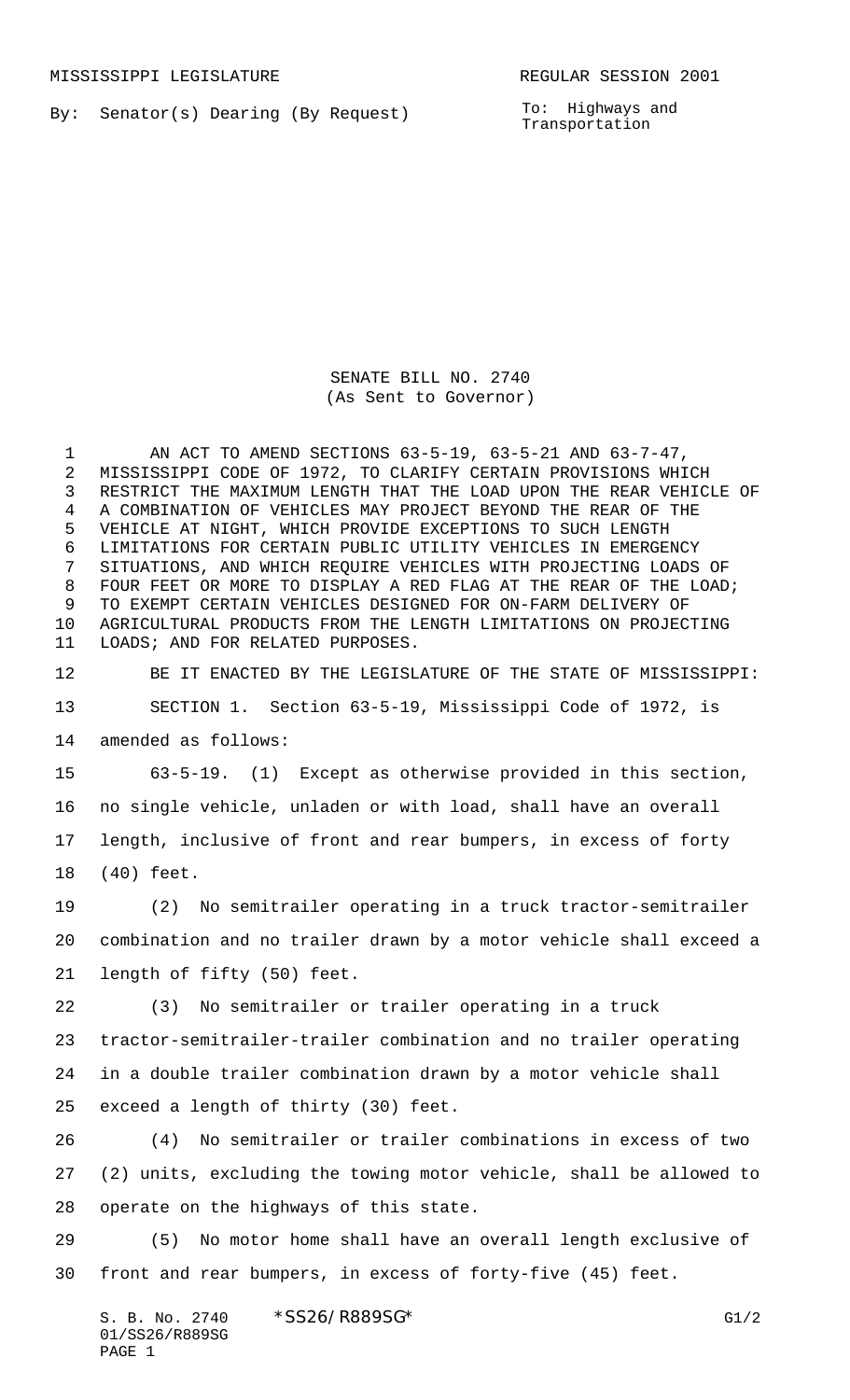MISSISSIPPI LEGISLATURE REGULAR SESSION 2001

By: Senator(s) Dearing (By Request)

To: Highways and Transportation

# SENATE BILL NO. 2740
(As Sent to Governor)

AN ACT TO AMEND SECTIONS 63-5-19, 63-5-21 AND 63-7-47, MISSISSIPPI CODE OF 1972, TO CLARIFY CERTAIN PROVISIONS WHICH RESTRICT THE MAXIMUM LENGTH THAT THE LOAD UPON THE REAR VEHICLE OF A COMBINATION OF VEHICLES MAY PROJECT BEYOND THE REAR OF THE VEHICLE AT NIGHT, WHICH PROVIDE EXCEPTIONS TO SUCH LENGTH LIMITATIONS FOR CERTAIN PUBLIC UTILITY VEHICLES IN EMERGENCY SITUATIONS, AND WHICH REQUIRE VEHICLES WITH PROJECTING LOADS OF FOUR FEET OR MORE TO DISPLAY A RED FLAG AT THE REAR OF THE LOAD; TO EXEMPT CERTAIN VEHICLES DESIGNED FOR ON-FARM DELIVERY OF AGRICULTURAL PRODUCTS FROM THE LENGTH LIMITATIONS ON PROJECTING LOADS; AND FOR RELATED PURPOSES.

BE IT ENACTED BY THE LEGISLATURE OF THE STATE OF MISSISSIPPI:

SECTION 1. Section 63-5-19, Mississippi Code of 1972, is amended as follows:

63-5-19. (1) Except as otherwise provided in this section, no single vehicle, unladen or with load, shall have an overall length, inclusive of front and rear bumpers, in excess of forty (40) feet.

(2) No semitrailer operating in a truck tractor-semitrailer combination and no trailer drawn by a motor vehicle shall exceed a length of fifty (50) feet.

(3) No semitrailer or trailer operating in a truck tractor-semitrailer-trailer combination and no trailer operating in a double trailer combination drawn by a motor vehicle shall exceed a length of thirty (30) feet.

(4) No semitrailer or trailer combinations in excess of two (2) units, excluding the towing motor vehicle, shall be allowed to operate on the highways of this state.

(5) No motor home shall have an overall length exclusive of front and rear bumpers, in excess of forty-five (45) feet.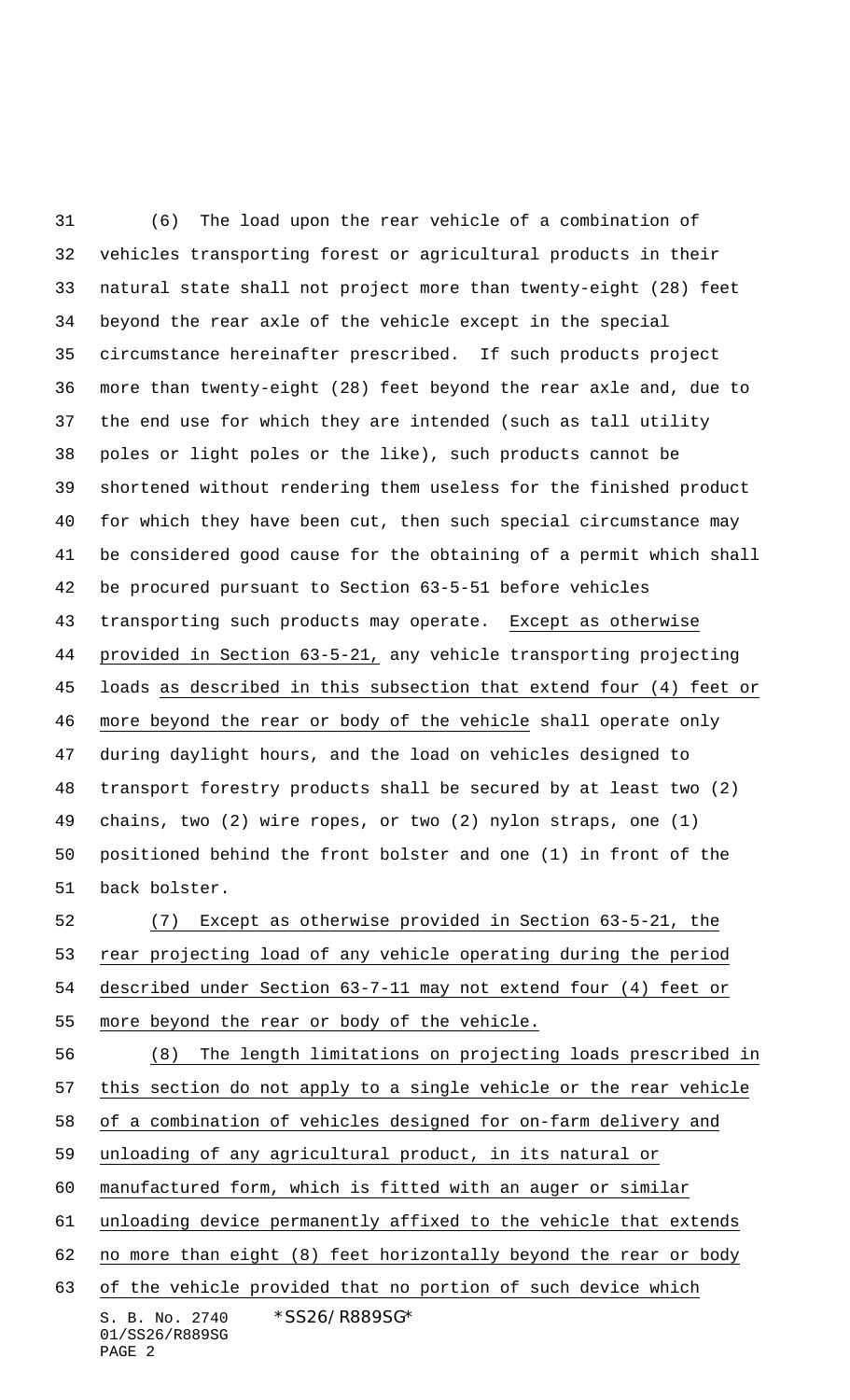(6) The load upon the rear vehicle of a combination of vehicles transporting forest or agricultural products in their natural state shall not project more than twenty-eight (28) feet beyond the rear axle of the vehicle except in the special circumstance hereinafter prescribed. If such products project more than twenty-eight (28) feet beyond the rear axle and, due to the end use for which they are intended (such as tall utility poles or light poles or the like), such products cannot be shortened without rendering them useless for the finished product for which they have been cut, then such special circumstance may be considered good cause for the obtaining of a permit which shall be procured pursuant to Section 63-5-51 before vehicles transporting such products may operate. Except as otherwise provided in Section 63-5-21, any vehicle transporting projecting loads as described in this subsection that extend four (4) feet or more beyond the rear or body of the vehicle shall operate only during daylight hours, and the load on vehicles designed to transport forestry products shall be secured by at least two (2) chains, two (2) wire ropes, or two (2) nylon straps, one (1) positioned behind the front bolster and one (1) in front of the back bolster.

(7) Except as otherwise provided in Section 63-5-21, the rear projecting load of any vehicle operating during the period described under Section 63-7-11 may not extend four (4) feet or more beyond the rear or body of the vehicle.

(8) The length limitations on projecting loads prescribed in this section do not apply to a single vehicle or the rear vehicle of a combination of vehicles designed for on-farm delivery and unloading of any agricultural product, in its natural or manufactured form, which is fitted with an auger or similar unloading device permanently affixed to the vehicle that extends no more than eight (8) feet horizontally beyond the rear or body of the vehicle provided that no portion of such device which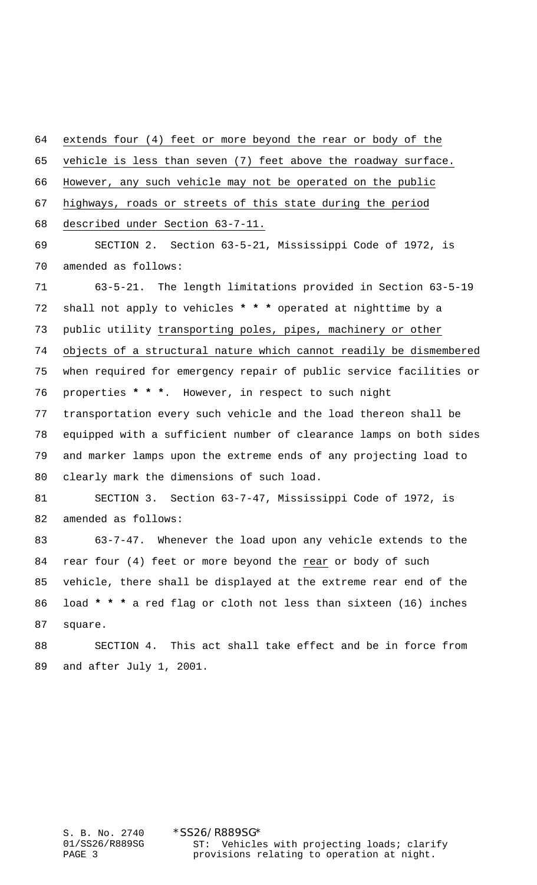extends four (4) feet or more beyond the rear or body of the vehicle is less than seven (7) feet above the roadway surface. However, any such vehicle may not be operated on the public highways, roads or streets of this state during the period described under Section 63-7-11.

SECTION 2. Section 63-5-21, Mississippi Code of 1972, is amended as follows:

63-5-21. The length limitations provided in Section 63-5-19 shall not apply to vehicles * * * operated at nighttime by a public utility transporting poles, pipes, machinery or other objects of a structural nature which cannot readily be dismembered when required for emergency repair of public service facilities or properties * * *. However, in respect to such night transportation every such vehicle and the load thereon shall be equipped with a sufficient number of clearance lamps on both sides and marker lamps upon the extreme ends of any projecting load to clearly mark the dimensions of such load.

SECTION 3. Section 63-7-47, Mississippi Code of 1972, is amended as follows:

63-7-47. Whenever the load upon any vehicle extends to the rear four (4) feet or more beyond the rear or body of such vehicle, there shall be displayed at the extreme rear end of the load * * * a red flag or cloth not less than sixteen (16) inches square.

SECTION 4. This act shall take effect and be in force from and after July 1, 2001.